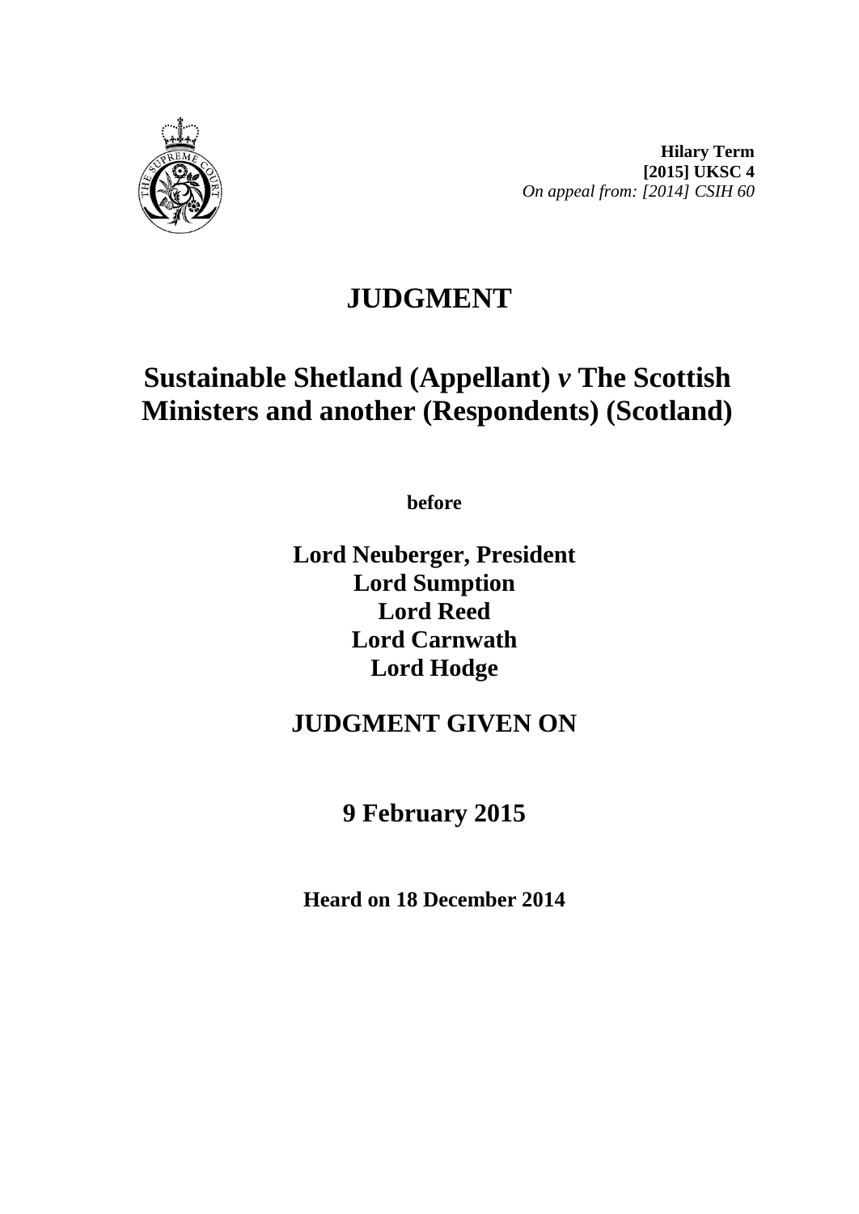**Hilary Term**
**[2015] UKSC 4**
*On appeal from: [2014] CSIH 60*

# JUDGMENT

## Sustainable Shetland (Appellant) *v* The Scottish Ministers and another (Respondents) (Scotland)

**before**

**Lord Neuberger, President**
**Lord Sumption**
**Lord Reed**
**Lord Carnwath**
**Lord Hodge**

## JUDGMENT GIVEN ON

## 9 February 2015

**Heard on 18 December 2014**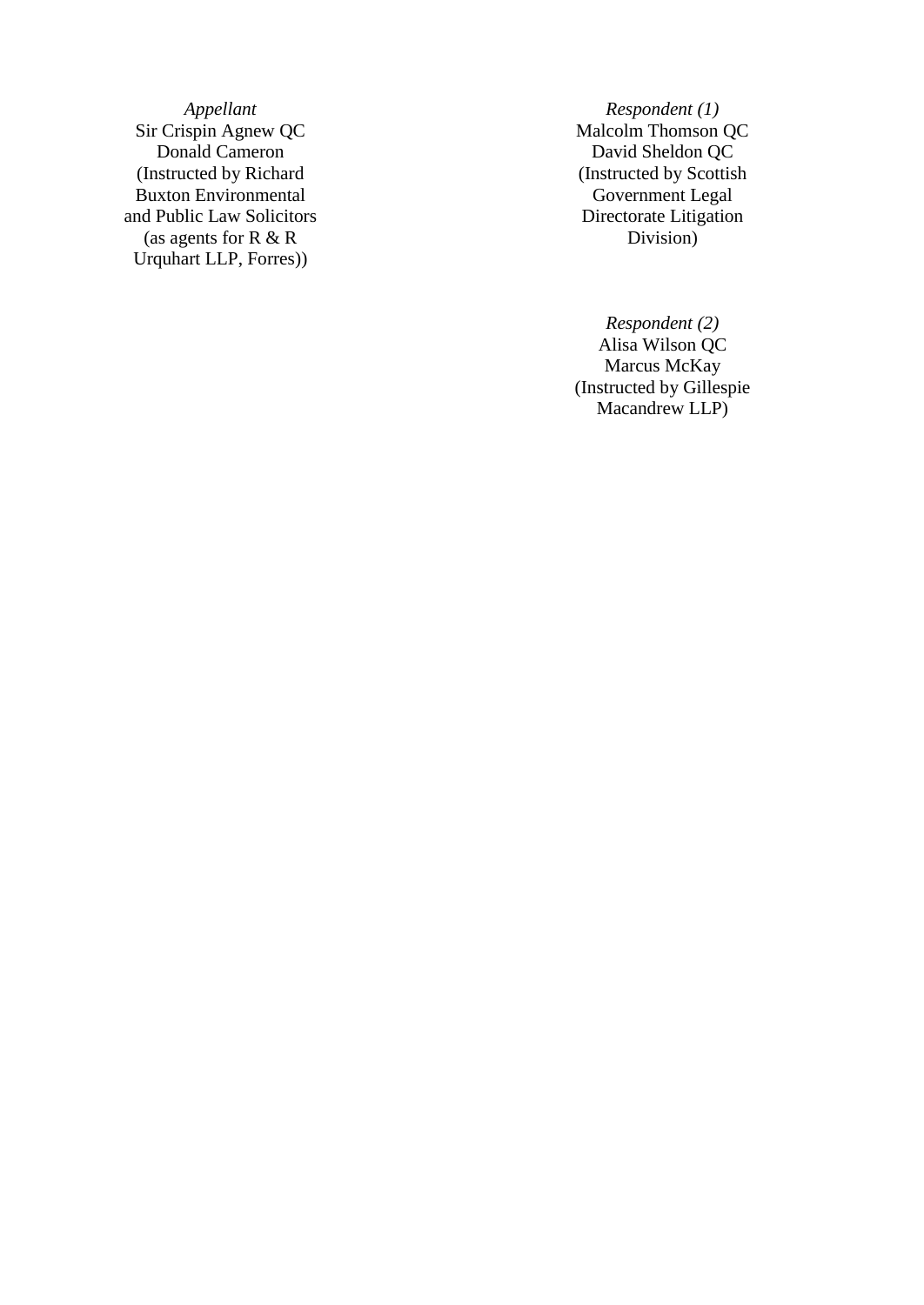*Appellant*
Sir Crispin Agnew QC
Donald Cameron
(Instructed by Richard Buxton Environmental and Public Law Solicitors (as agents for R & R Urquhart LLP, Forres))

*Respondent (1)*
Malcolm Thomson QC
David Sheldon QC
(Instructed by Scottish Government Legal Directorate Litigation Division)

*Respondent (2)*
Alisa Wilson QC
Marcus McKay
(Instructed by Gillespie Macandrew LLP)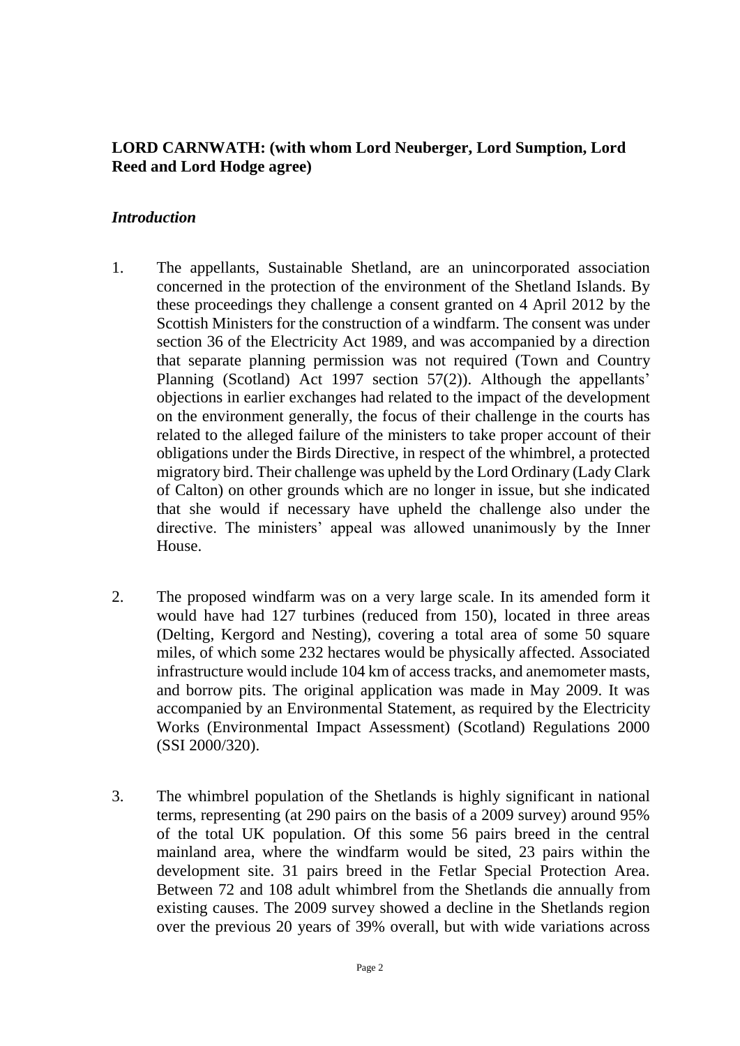**LORD CARNWATH: (with whom Lord Neuberger, Lord Sumption, Lord Reed and Lord Hodge agree)**

### *Introduction*

1. The appellants, Sustainable Shetland, are an unincorporated association concerned in the protection of the environment of the Shetland Islands. By these proceedings they challenge a consent granted on 4 April 2012 by the Scottish Ministers for the construction of a windfarm. The consent was under section 36 of the Electricity Act 1989, and was accompanied by a direction that separate planning permission was not required (Town and Country Planning (Scotland) Act 1997 section 57(2)). Although the appellants' objections in earlier exchanges had related to the impact of the development on the environment generally, the focus of their challenge in the courts has related to the alleged failure of the ministers to take proper account of their obligations under the Birds Directive, in respect of the whimbrel, a protected migratory bird. Their challenge was upheld by the Lord Ordinary (Lady Clark of Calton) on other grounds which are no longer in issue, but she indicated that she would if necessary have upheld the challenge also under the directive. The ministers' appeal was allowed unanimously by the Inner House.

2. The proposed windfarm was on a very large scale. In its amended form it would have had 127 turbines (reduced from 150), located in three areas (Delting, Kergord and Nesting), covering a total area of some 50 square miles, of which some 232 hectares would be physically affected. Associated infrastructure would include 104 km of access tracks, and anemometer masts, and borrow pits. The original application was made in May 2009. It was accompanied by an Environmental Statement, as required by the Electricity Works (Environmental Impact Assessment) (Scotland) Regulations 2000 (SSI 2000/320).

3. The whimbrel population of the Shetlands is highly significant in national terms, representing (at 290 pairs on the basis of a 2009 survey) around 95% of the total UK population. Of this some 56 pairs breed in the central mainland area, where the windfarm would be sited, 23 pairs within the development site. 31 pairs breed in the Fetlar Special Protection Area. Between 72 and 108 adult whimbrel from the Shetlands die annually from existing causes. The 2009 survey showed a decline in the Shetlands region over the previous 20 years of 39% overall, but with wide variations across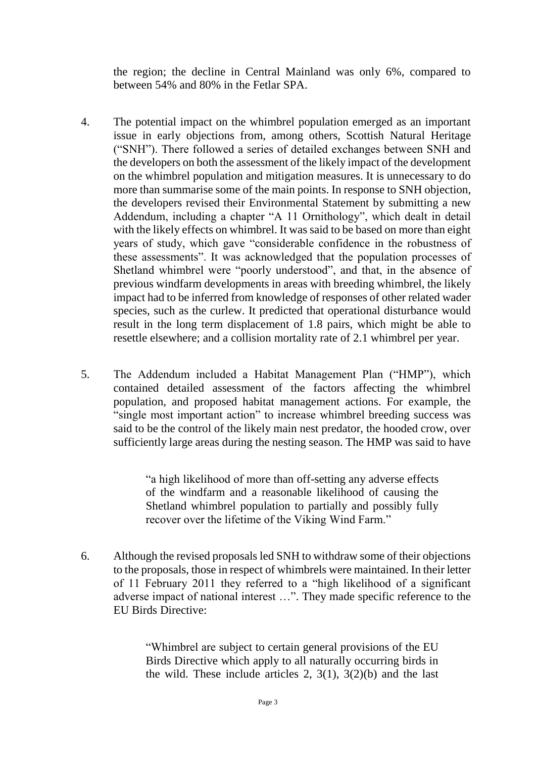the region; the decline in Central Mainland was only 6%, compared to between 54% and 80% in the Fetlar SPA.

4. The potential impact on the whimbrel population emerged as an important issue in early objections from, among others, Scottish Natural Heritage ("SNH"). There followed a series of detailed exchanges between SNH and the developers on both the assessment of the likely impact of the development on the whimbrel population and mitigation measures. It is unnecessary to do more than summarise some of the main points. In response to SNH objection, the developers revised their Environmental Statement by submitting a new Addendum, including a chapter "A 11 Ornithology", which dealt in detail with the likely effects on whimbrel. It was said to be based on more than eight years of study, which gave "considerable confidence in the robustness of these assessments". It was acknowledged that the population processes of Shetland whimbrel were "poorly understood", and that, in the absence of previous windfarm developments in areas with breeding whimbrel, the likely impact had to be inferred from knowledge of responses of other related wader species, such as the curlew. It predicted that operational disturbance would result in the long term displacement of 1.8 pairs, which might be able to resettle elsewhere; and a collision mortality rate of 2.1 whimbrel per year.

5. The Addendum included a Habitat Management Plan ("HMP"), which contained detailed assessment of the factors affecting the whimbrel population, and proposed habitat management actions. For example, the "single most important action" to increase whimbrel breeding success was said to be the control of the likely main nest predator, the hooded crow, over sufficiently large areas during the nesting season. The HMP was said to have

> "a high likelihood of more than off-setting any adverse effects of the windfarm and a reasonable likelihood of causing the Shetland whimbrel population to partially and possibly fully recover over the lifetime of the Viking Wind Farm."

6. Although the revised proposals led SNH to withdraw some of their objections to the proposals, those in respect of whimbrels were maintained. In their letter of 11 February 2011 they referred to a "high likelihood of a significant adverse impact of national interest …". They made specific reference to the EU Birds Directive:

> "Whimbrel are subject to certain general provisions of the EU Birds Directive which apply to all naturally occurring birds in the wild. These include articles 2, 3(1), 3(2)(b) and the last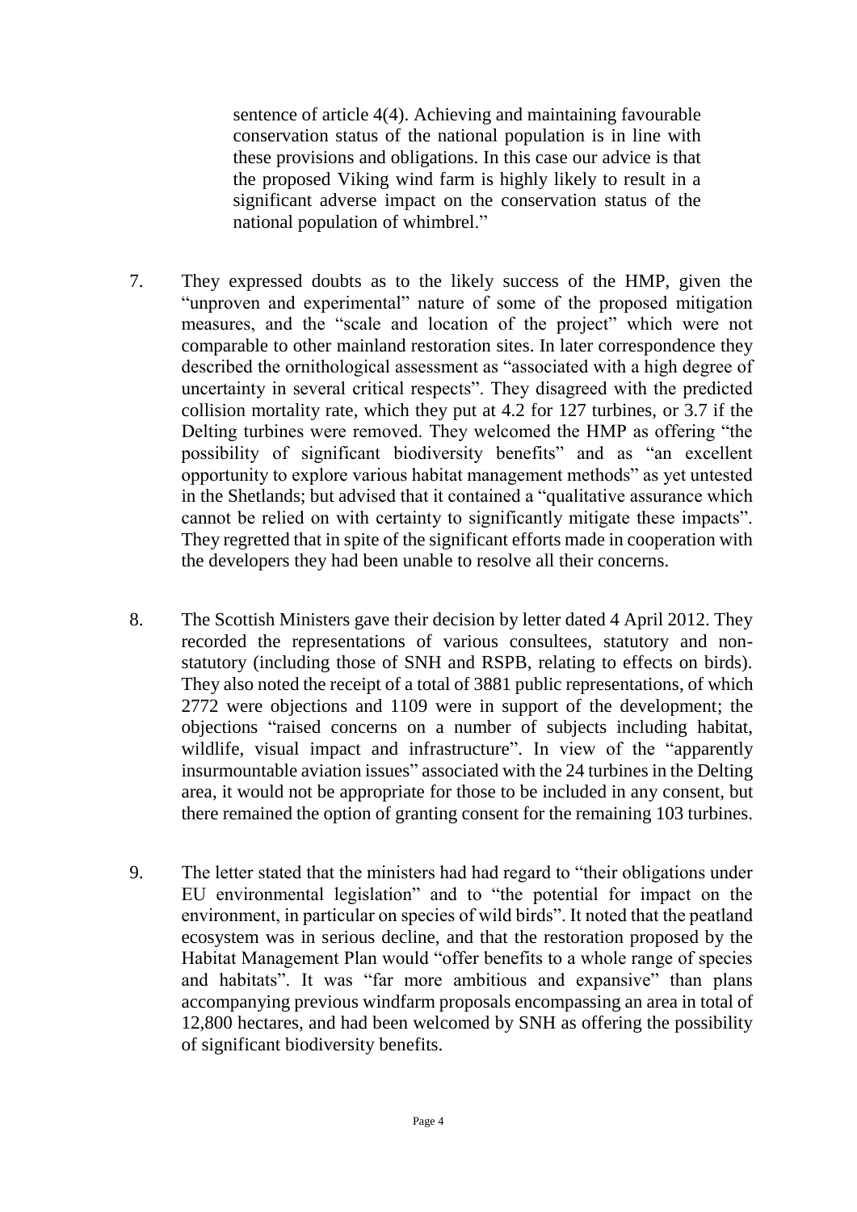sentence of article 4(4). Achieving and maintaining favourable conservation status of the national population is in line with these provisions and obligations. In this case our advice is that the proposed Viking wind farm is highly likely to result in a significant adverse impact on the conservation status of the national population of whimbrel."

7. They expressed doubts as to the likely success of the HMP, given the "unproven and experimental" nature of some of the proposed mitigation measures, and the "scale and location of the project" which were not comparable to other mainland restoration sites. In later correspondence they described the ornithological assessment as "associated with a high degree of uncertainty in several critical respects". They disagreed with the predicted collision mortality rate, which they put at 4.2 for 127 turbines, or 3.7 if the Delting turbines were removed. They welcomed the HMP as offering "the possibility of significant biodiversity benefits" and as "an excellent opportunity to explore various habitat management methods" as yet untested in the Shetlands; but advised that it contained a "qualitative assurance which cannot be relied on with certainty to significantly mitigate these impacts". They regretted that in spite of the significant efforts made in cooperation with the developers they had been unable to resolve all their concerns.

8. The Scottish Ministers gave their decision by letter dated 4 April 2012. They recorded the representations of various consultees, statutory and non-statutory (including those of SNH and RSPB, relating to effects on birds). They also noted the receipt of a total of 3881 public representations, of which 2772 were objections and 1109 were in support of the development; the objections "raised concerns on a number of subjects including habitat, wildlife, visual impact and infrastructure". In view of the "apparently insurmountable aviation issues" associated with the 24 turbines in the Delting area, it would not be appropriate for those to be included in any consent, but there remained the option of granting consent for the remaining 103 turbines.

9. The letter stated that the ministers had had regard to "their obligations under EU environmental legislation" and to "the potential for impact on the environment, in particular on species of wild birds". It noted that the peatland ecosystem was in serious decline, and that the restoration proposed by the Habitat Management Plan would "offer benefits to a whole range of species and habitats". It was "far more ambitious and expansive" than plans accompanying previous windfarm proposals encompassing an area in total of 12,800 hectares, and had been welcomed by SNH as offering the possibility of significant biodiversity benefits.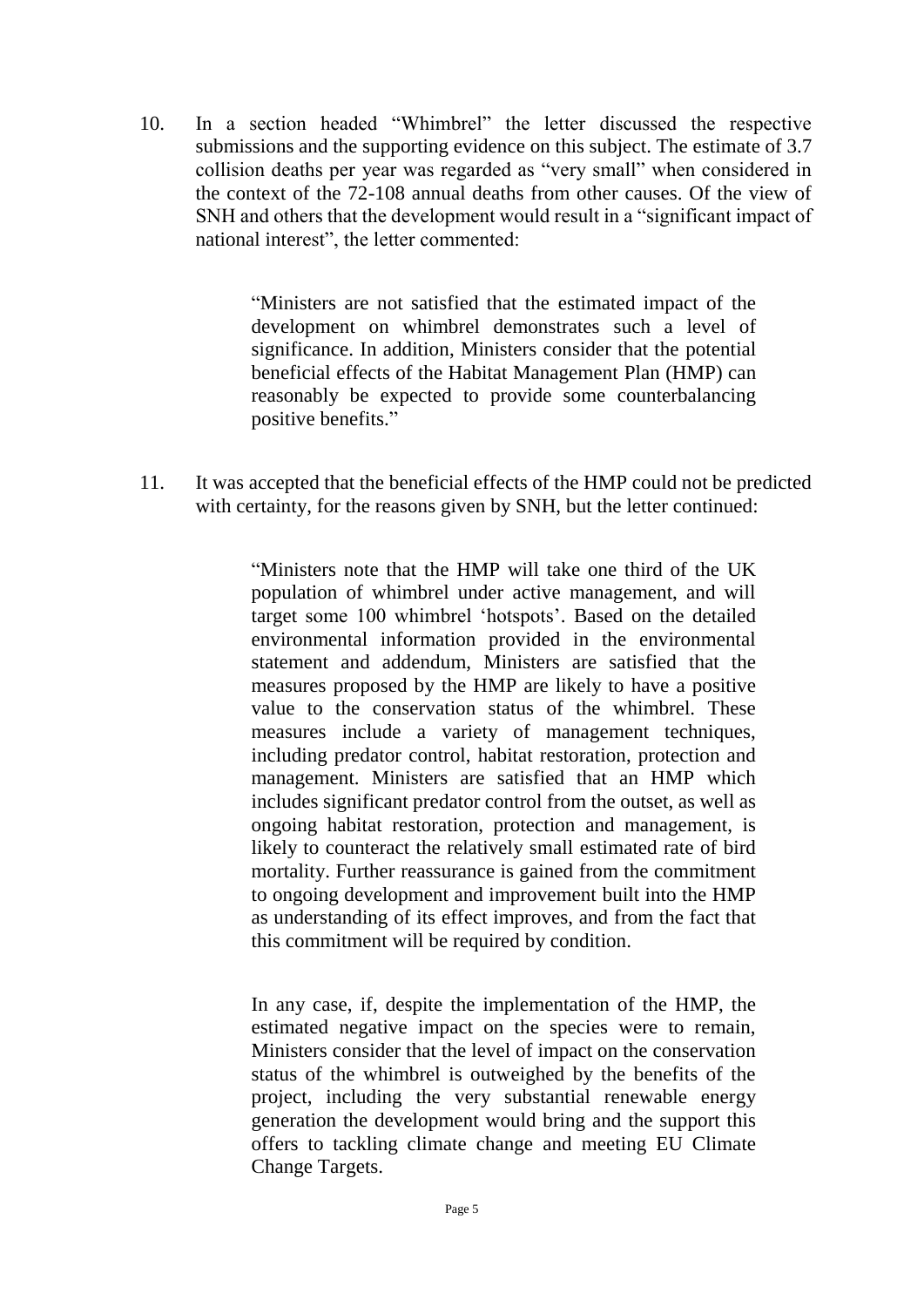10. In a section headed "Whimbrel" the letter discussed the respective submissions and the supporting evidence on this subject. The estimate of 3.7 collision deaths per year was regarded as "very small" when considered in the context of the 72-108 annual deaths from other causes. Of the view of SNH and others that the development would result in a "significant impact of national interest", the letter commented:

> "Ministers are not satisfied that the estimated impact of the development on whimbrel demonstrates such a level of significance. In addition, Ministers consider that the potential beneficial effects of the Habitat Management Plan (HMP) can reasonably be expected to provide some counterbalancing positive benefits."

11. It was accepted that the beneficial effects of the HMP could not be predicted with certainty, for the reasons given by SNH, but the letter continued:

> "Ministers note that the HMP will take one third of the UK population of whimbrel under active management, and will target some 100 whimbrel 'hotspots'. Based on the detailed environmental information provided in the environmental statement and addendum, Ministers are satisfied that the measures proposed by the HMP are likely to have a positive value to the conservation status of the whimbrel. These measures include a variety of management techniques, including predator control, habitat restoration, protection and management. Ministers are satisfied that an HMP which includes significant predator control from the outset, as well as ongoing habitat restoration, protection and management, is likely to counteract the relatively small estimated rate of bird mortality. Further reassurance is gained from the commitment to ongoing development and improvement built into the HMP as understanding of its effect improves, and from the fact that this commitment will be required by condition.
>
> In any case, if, despite the implementation of the HMP, the estimated negative impact on the species were to remain, Ministers consider that the level of impact on the conservation status of the whimbrel is outweighed by the benefits of the project, including the very substantial renewable energy generation the development would bring and the support this offers to tackling climate change and meeting EU Climate Change Targets.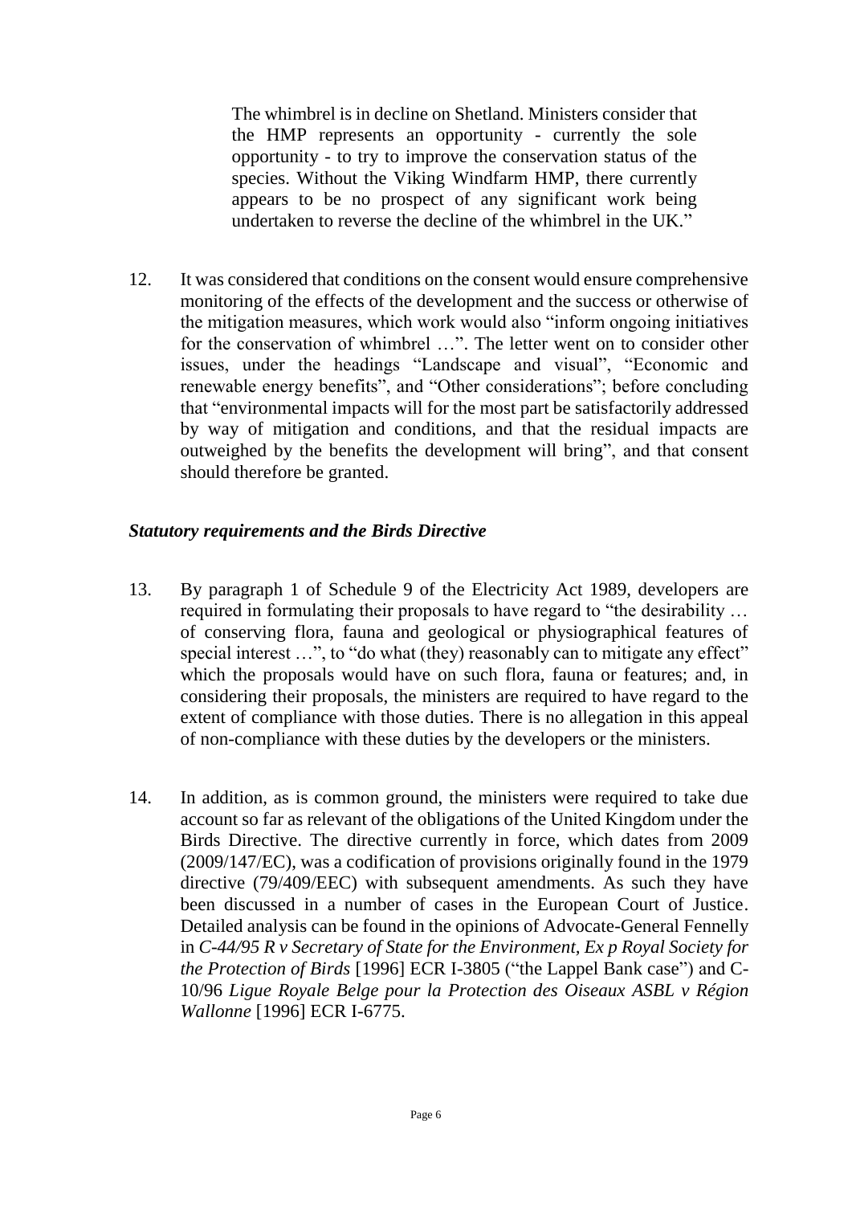The whimbrel is in decline on Shetland. Ministers consider that the HMP represents an opportunity - currently the sole opportunity - to try to improve the conservation status of the species. Without the Viking Windfarm HMP, there currently appears to be no prospect of any significant work being undertaken to reverse the decline of the whimbrel in the UK."

12. It was considered that conditions on the consent would ensure comprehensive monitoring of the effects of the development and the success or otherwise of the mitigation measures, which work would also "inform ongoing initiatives for the conservation of whimbrel …". The letter went on to consider other issues, under the headings "Landscape and visual", "Economic and renewable energy benefits", and "Other considerations"; before concluding that "environmental impacts will for the most part be satisfactorily addressed by way of mitigation and conditions, and that the residual impacts are outweighed by the benefits the development will bring", and that consent should therefore be granted.

### *Statutory requirements and the Birds Directive*

13. By paragraph 1 of Schedule 9 of the Electricity Act 1989, developers are required in formulating their proposals to have regard to "the desirability … of conserving flora, fauna and geological or physiographical features of special interest …", to "do what (they) reasonably can to mitigate any effect" which the proposals would have on such flora, fauna or features; and, in considering their proposals, the ministers are required to have regard to the extent of compliance with those duties. There is no allegation in this appeal of non-compliance with these duties by the developers or the ministers.

14. In addition, as is common ground, the ministers were required to take due account so far as relevant of the obligations of the United Kingdom under the Birds Directive. The directive currently in force, which dates from 2009 (2009/147/EC), was a codification of provisions originally found in the 1979 directive (79/409/EEC) with subsequent amendments. As such they have been discussed in a number of cases in the European Court of Justice. Detailed analysis can be found in the opinions of Advocate-General Fennelly in *C-44/95 R v Secretary of State for the Environment, Ex p Royal Society for the Protection of Birds* [1996] ECR I-3805 ("the Lappel Bank case") and C-10/96 *Ligue Royale Belge pour la Protection des Oiseaux ASBL v Région Wallonne* [1996] ECR I-6775.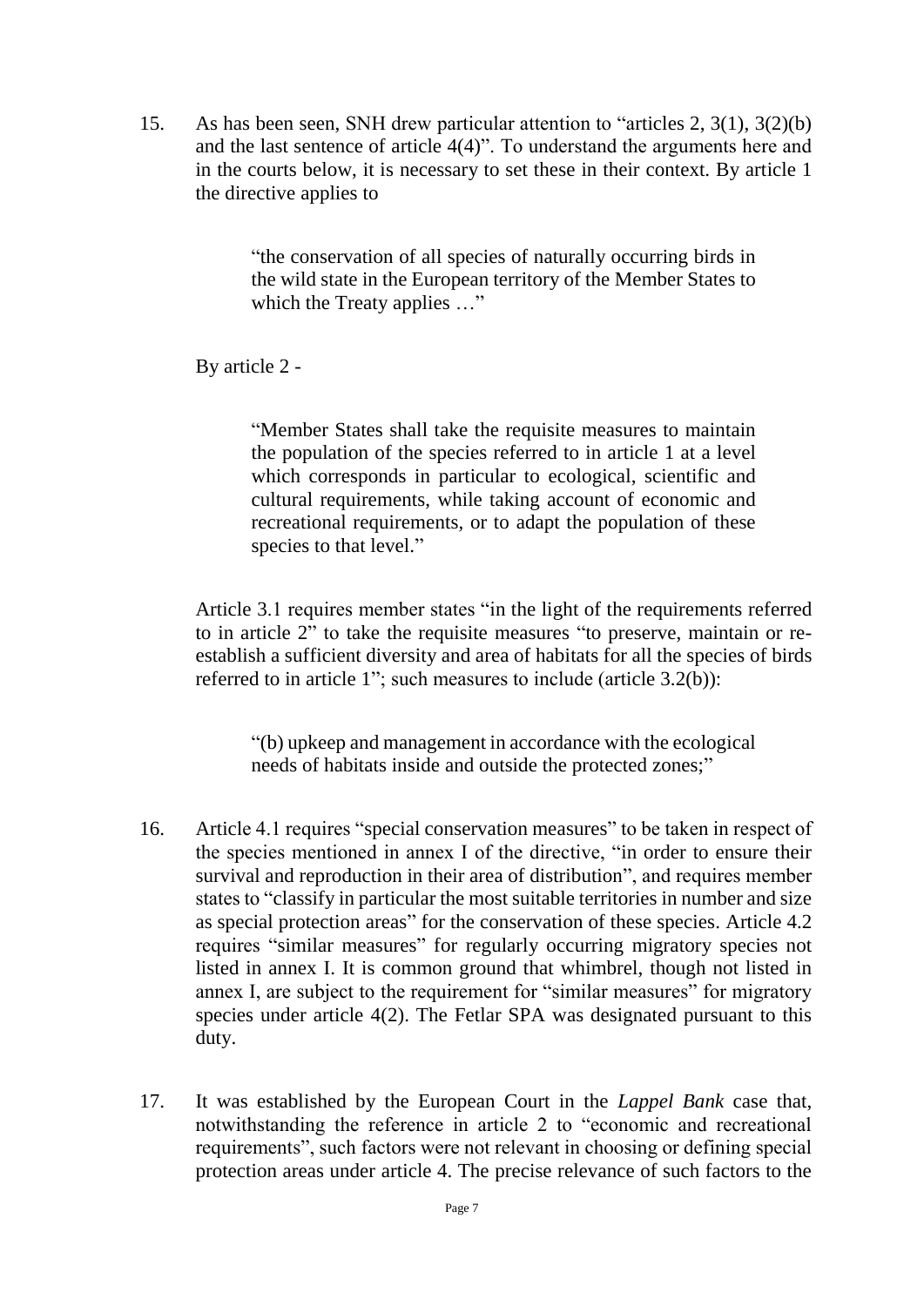15. As has been seen, SNH drew particular attention to "articles 2, 3(1), 3(2)(b) and the last sentence of article 4(4)". To understand the arguments here and in the courts below, it is necessary to set these in their context. By article 1 the directive applies to

> "the conservation of all species of naturally occurring birds in the wild state in the European territory of the Member States to which the Treaty applies …"

By article 2 -

> "Member States shall take the requisite measures to maintain the population of the species referred to in article 1 at a level which corresponds in particular to ecological, scientific and cultural requirements, while taking account of economic and recreational requirements, or to adapt the population of these species to that level."

Article 3.1 requires member states "in the light of the requirements referred to in article 2" to take the requisite measures "to preserve, maintain or re-establish a sufficient diversity and area of habitats for all the species of birds referred to in article 1"; such measures to include (article 3.2(b)):

> "(b) upkeep and management in accordance with the ecological needs of habitats inside and outside the protected zones;"

16. Article 4.1 requires "special conservation measures" to be taken in respect of the species mentioned in annex I of the directive, "in order to ensure their survival and reproduction in their area of distribution", and requires member states to "classify in particular the most suitable territories in number and size as special protection areas" for the conservation of these species. Article 4.2 requires "similar measures" for regularly occurring migratory species not listed in annex I. It is common ground that whimbrel, though not listed in annex I, are subject to the requirement for "similar measures" for migratory species under article 4(2). The Fetlar SPA was designated pursuant to this duty.

17. It was established by the European Court in the *Lappel Bank* case that, notwithstanding the reference in article 2 to "economic and recreational requirements", such factors were not relevant in choosing or defining special protection areas under article 4. The precise relevance of such factors to the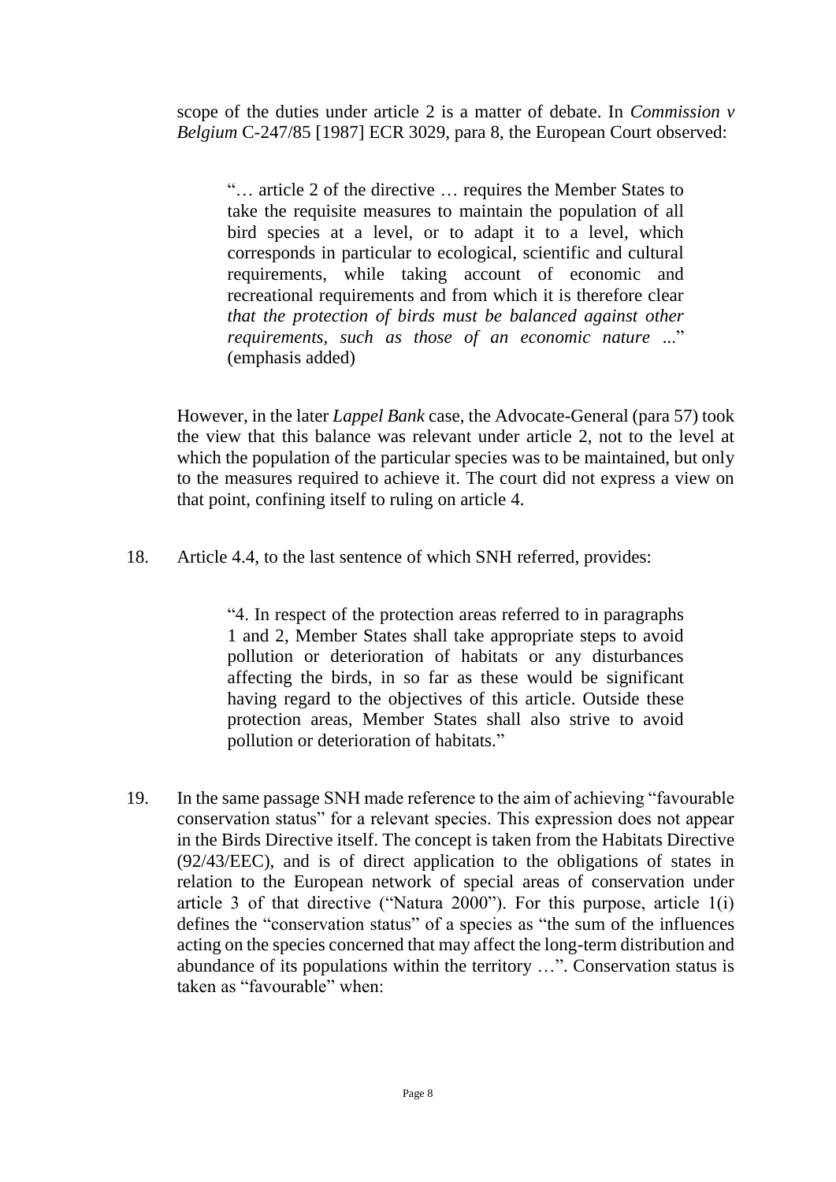scope of the duties under article 2 is a matter of debate. In *Commission v Belgium* C-247/85 [1987] ECR 3029, para 8, the European Court observed:

> "… article 2 of the directive … requires the Member States to take the requisite measures to maintain the population of all bird species at a level, or to adapt it to a level, which corresponds in particular to ecological, scientific and cultural requirements, while taking account of economic and recreational requirements and from which it is therefore clear *that the protection of birds must be balanced against other requirements, such as those of an economic nature* ..." (emphasis added)

However, in the later *Lappel Bank* case, the Advocate-General (para 57) took the view that this balance was relevant under article 2, not to the level at which the population of the particular species was to be maintained, but only to the measures required to achieve it. The court did not express a view on that point, confining itself to ruling on article 4.

18. Article 4.4, to the last sentence of which SNH referred, provides:

> "4. In respect of the protection areas referred to in paragraphs 1 and 2, Member States shall take appropriate steps to avoid pollution or deterioration of habitats or any disturbances affecting the birds, in so far as these would be significant having regard to the objectives of this article. Outside these protection areas, Member States shall also strive to avoid pollution or deterioration of habitats."

19. In the same passage SNH made reference to the aim of achieving "favourable conservation status" for a relevant species. This expression does not appear in the Birds Directive itself. The concept is taken from the Habitats Directive (92/43/EEC), and is of direct application to the obligations of states in relation to the European network of special areas of conservation under article 3 of that directive ("Natura 2000"). For this purpose, article 1(i) defines the "conservation status" of a species as "the sum of the influences acting on the species concerned that may affect the long-term distribution and abundance of its populations within the territory …". Conservation status is taken as "favourable" when: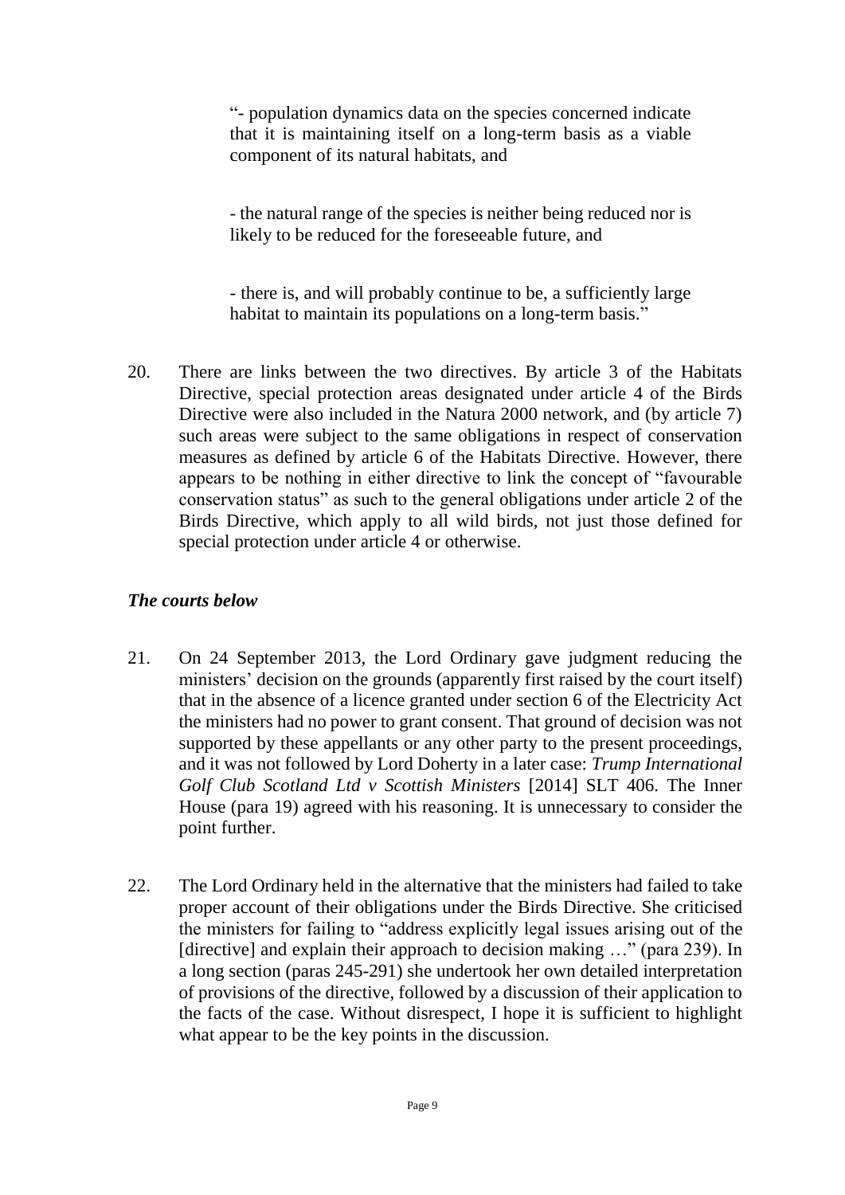> "- population dynamics data on the species concerned indicate that it is maintaining itself on a long-term basis as a viable component of its natural habitats, and
>
> - the natural range of the species is neither being reduced nor is likely to be reduced for the foreseeable future, and
>
> - there is, and will probably continue to be, a sufficiently large habitat to maintain its populations on a long-term basis."

20. There are links between the two directives. By article 3 of the Habitats Directive, special protection areas designated under article 4 of the Birds Directive were also included in the Natura 2000 network, and (by article 7) such areas were subject to the same obligations in respect of conservation measures as defined by article 6 of the Habitats Directive. However, there appears to be nothing in either directive to link the concept of "favourable conservation status" as such to the general obligations under article 2 of the Birds Directive, which apply to all wild birds, not just those defined for special protection under article 4 or otherwise.

### *The courts below*

21. On 24 September 2013, the Lord Ordinary gave judgment reducing the ministers' decision on the grounds (apparently first raised by the court itself) that in the absence of a licence granted under section 6 of the Electricity Act the ministers had no power to grant consent. That ground of decision was not supported by these appellants or any other party to the present proceedings, and it was not followed by Lord Doherty in a later case: *Trump International Golf Club Scotland Ltd v Scottish Ministers* [2014] SLT 406. The Inner House (para 19) agreed with his reasoning. It is unnecessary to consider the point further.

22. The Lord Ordinary held in the alternative that the ministers had failed to take proper account of their obligations under the Birds Directive. She criticised the ministers for failing to "address explicitly legal issues arising out of the [directive] and explain their approach to decision making …" (para 239). In a long section (paras 245-291) she undertook her own detailed interpretation of provisions of the directive, followed by a discussion of their application to the facts of the case. Without disrespect, I hope it is sufficient to highlight what appear to be the key points in the discussion.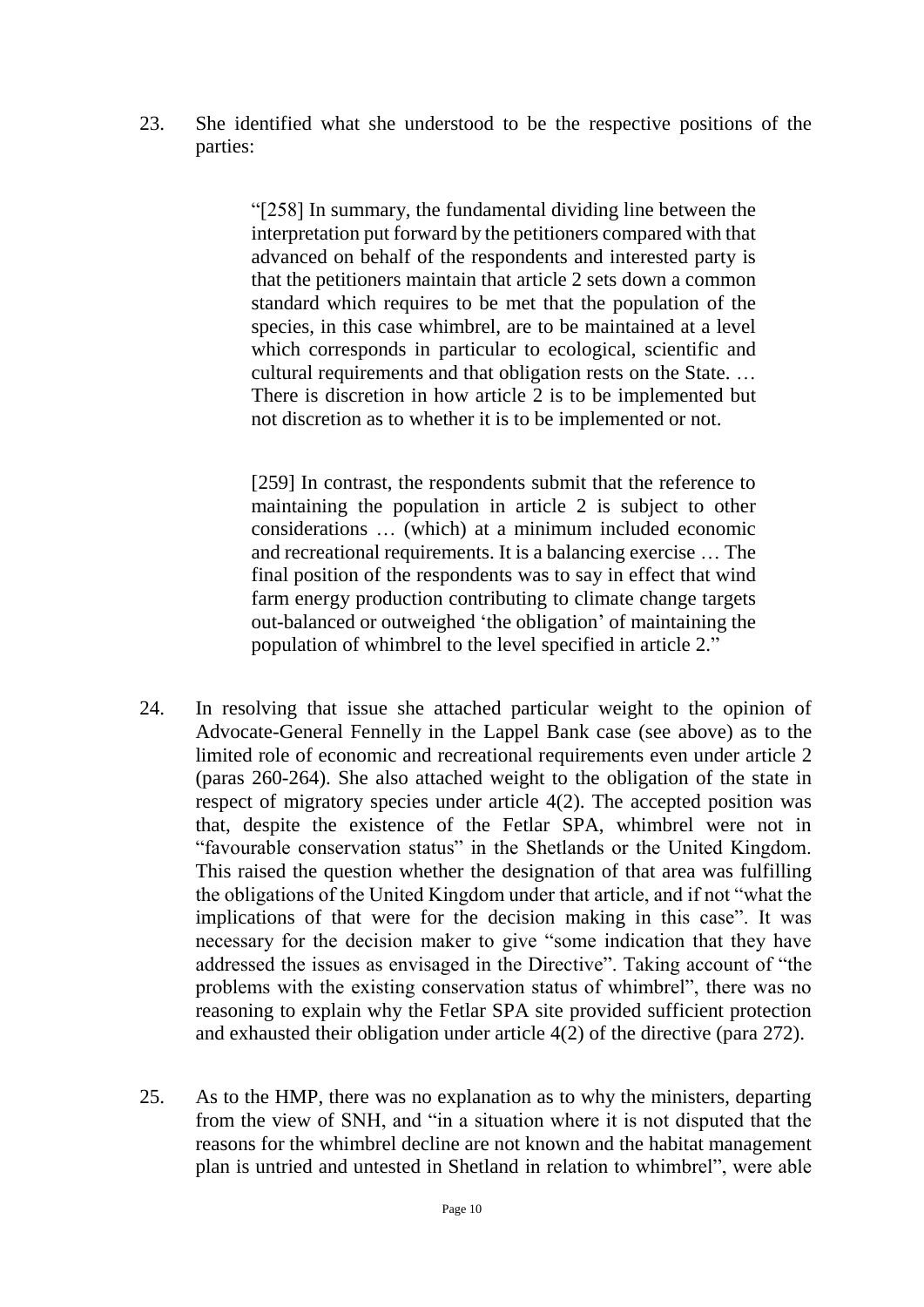23. She identified what she understood to be the respective positions of the parties:

> "[258] In summary, the fundamental dividing line between the interpretation put forward by the petitioners compared with that advanced on behalf of the respondents and interested party is that the petitioners maintain that article 2 sets down a common standard which requires to be met that the population of the species, in this case whimbrel, are to be maintained at a level which corresponds in particular to ecological, scientific and cultural requirements and that obligation rests on the State. … There is discretion in how article 2 is to be implemented but not discretion as to whether it is to be implemented or not.
>
> [259] In contrast, the respondents submit that the reference to maintaining the population in article 2 is subject to other considerations … (which) at a minimum included economic and recreational requirements. It is a balancing exercise … The final position of the respondents was to say in effect that wind farm energy production contributing to climate change targets out-balanced or outweighed 'the obligation' of maintaining the population of whimbrel to the level specified in article 2."

24. In resolving that issue she attached particular weight to the opinion of Advocate-General Fennelly in the Lappel Bank case (see above) as to the limited role of economic and recreational requirements even under article 2 (paras 260-264). She also attached weight to the obligation of the state in respect of migratory species under article 4(2). The accepted position was that, despite the existence of the Fetlar SPA, whimbrel were not in "favourable conservation status" in the Shetlands or the United Kingdom. This raised the question whether the designation of that area was fulfilling the obligations of the United Kingdom under that article, and if not "what the implications of that were for the decision making in this case". It was necessary for the decision maker to give "some indication that they have addressed the issues as envisaged in the Directive". Taking account of "the problems with the existing conservation status of whimbrel", there was no reasoning to explain why the Fetlar SPA site provided sufficient protection and exhausted their obligation under article 4(2) of the directive (para 272).

25. As to the HMP, there was no explanation as to why the ministers, departing from the view of SNH, and "in a situation where it is not disputed that the reasons for the whimbrel decline are not known and the habitat management plan is untried and untested in Shetland in relation to whimbrel", were able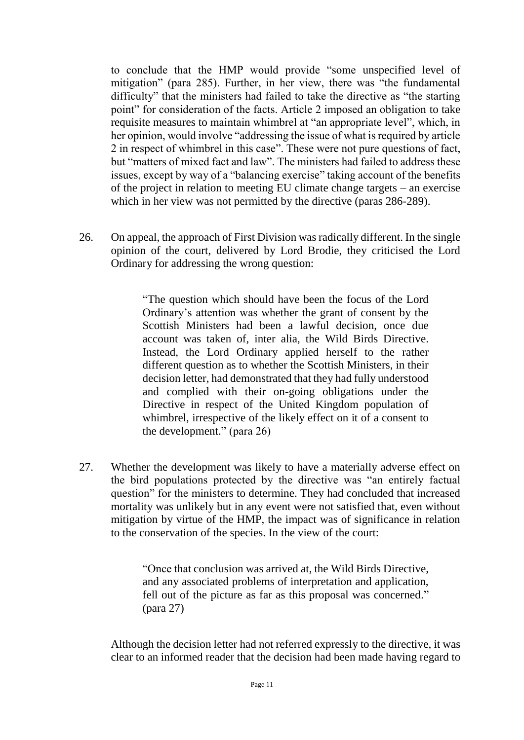to conclude that the HMP would provide "some unspecified level of mitigation" (para 285). Further, in her view, there was "the fundamental difficulty" that the ministers had failed to take the directive as "the starting point" for consideration of the facts. Article 2 imposed an obligation to take requisite measures to maintain whimbrel at "an appropriate level", which, in her opinion, would involve "addressing the issue of what is required by article 2 in respect of whimbrel in this case". These were not pure questions of fact, but "matters of mixed fact and law". The ministers had failed to address these issues, except by way of a "balancing exercise" taking account of the benefits of the project in relation to meeting EU climate change targets – an exercise which in her view was not permitted by the directive (paras 286-289).

26. On appeal, the approach of First Division was radically different. In the single opinion of the court, delivered by Lord Brodie, they criticised the Lord Ordinary for addressing the wrong question:

> "The question which should have been the focus of the Lord Ordinary's attention was whether the grant of consent by the Scottish Ministers had been a lawful decision, once due account was taken of, inter alia, the Wild Birds Directive. Instead, the Lord Ordinary applied herself to the rather different question as to whether the Scottish Ministers, in their decision letter, had demonstrated that they had fully understood and complied with their on-going obligations under the Directive in respect of the United Kingdom population of whimbrel, irrespective of the likely effect on it of a consent to the development." (para 26)

27. Whether the development was likely to have a materially adverse effect on the bird populations protected by the directive was "an entirely factual question" for the ministers to determine. They had concluded that increased mortality was unlikely but in any event were not satisfied that, even without mitigation by virtue of the HMP, the impact was of significance in relation to the conservation of the species. In the view of the court:

> "Once that conclusion was arrived at, the Wild Birds Directive, and any associated problems of interpretation and application, fell out of the picture as far as this proposal was concerned." (para 27)

Although the decision letter had not referred expressly to the directive, it was clear to an informed reader that the decision had been made having regard to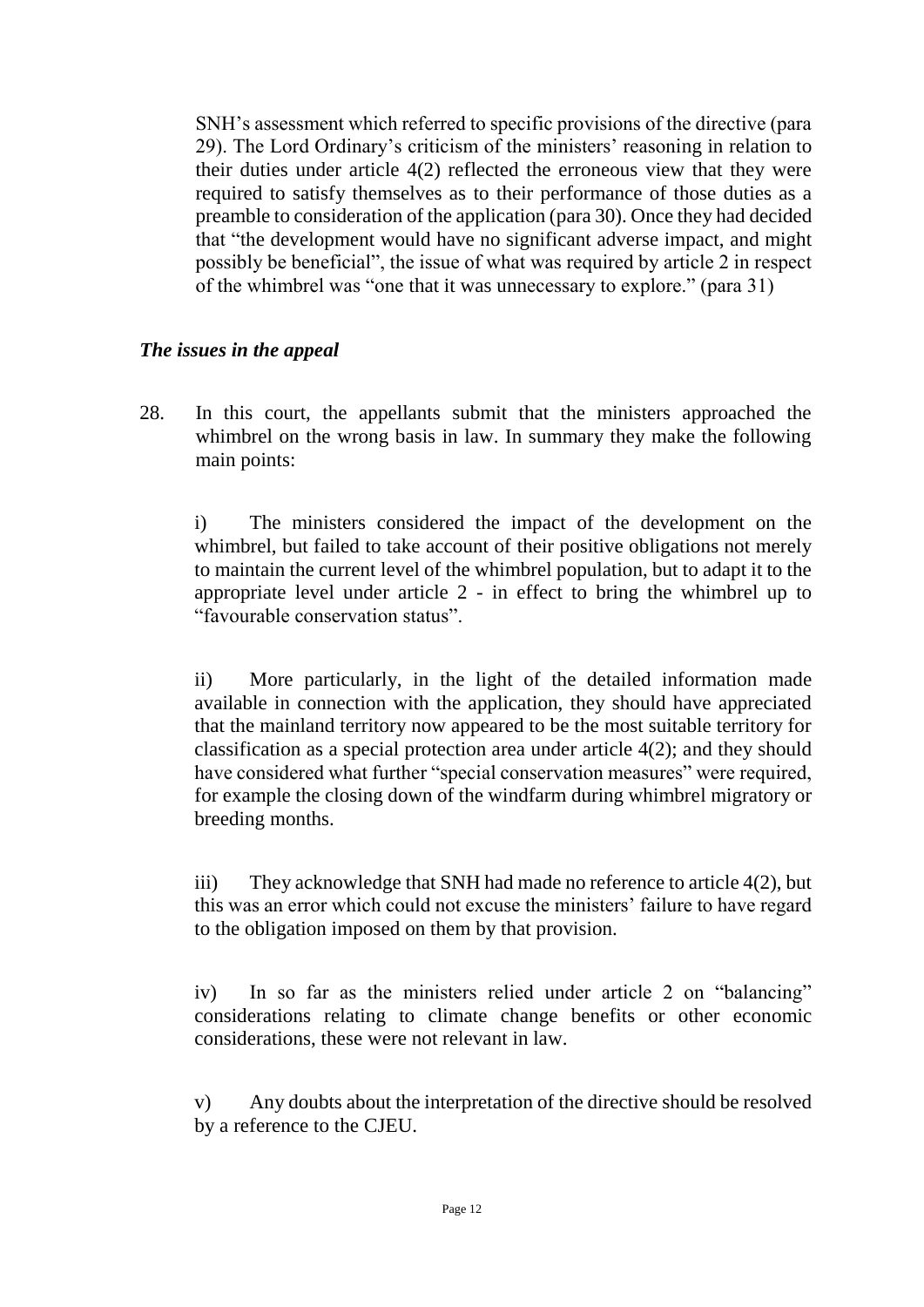SNH's assessment which referred to specific provisions of the directive (para 29). The Lord Ordinary's criticism of the ministers' reasoning in relation to their duties under article 4(2) reflected the erroneous view that they were required to satisfy themselves as to their performance of those duties as a preamble to consideration of the application (para 30). Once they had decided that "the development would have no significant adverse impact, and might possibly be beneficial", the issue of what was required by article 2 in respect of the whimbrel was "one that it was unnecessary to explore." (para 31)

### *The issues in the appeal*

28. In this court, the appellants submit that the ministers approached the whimbrel on the wrong basis in law. In summary they make the following main points:

    i) The ministers considered the impact of the development on the whimbrel, but failed to take account of their positive obligations not merely to maintain the current level of the whimbrel population, but to adapt it to the appropriate level under article 2 - in effect to bring the whimbrel up to "favourable conservation status".

    ii) More particularly, in the light of the detailed information made available in connection with the application, they should have appreciated that the mainland territory now appeared to be the most suitable territory for classification as a special protection area under article 4(2); and they should have considered what further "special conservation measures" were required, for example the closing down of the windfarm during whimbrel migratory or breeding months.

    iii) They acknowledge that SNH had made no reference to article 4(2), but this was an error which could not excuse the ministers' failure to have regard to the obligation imposed on them by that provision.

    iv) In so far as the ministers relied under article 2 on "balancing" considerations relating to climate change benefits or other economic considerations, these were not relevant in law.

    v) Any doubts about the interpretation of the directive should be resolved by a reference to the CJEU.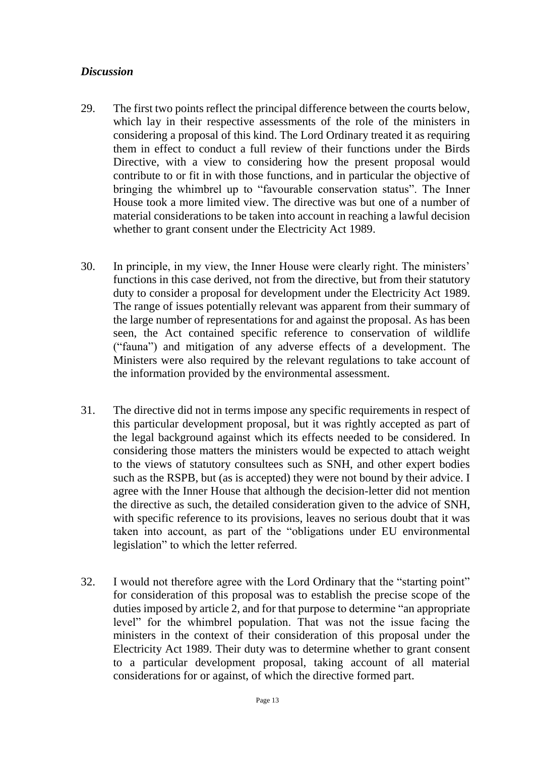### *Discussion*

29. The first two points reflect the principal difference between the courts below, which lay in their respective assessments of the role of the ministers in considering a proposal of this kind. The Lord Ordinary treated it as requiring them in effect to conduct a full review of their functions under the Birds Directive, with a view to considering how the present proposal would contribute to or fit in with those functions, and in particular the objective of bringing the whimbrel up to "favourable conservation status". The Inner House took a more limited view. The directive was but one of a number of material considerations to be taken into account in reaching a lawful decision whether to grant consent under the Electricity Act 1989.

30. In principle, in my view, the Inner House were clearly right. The ministers' functions in this case derived, not from the directive, but from their statutory duty to consider a proposal for development under the Electricity Act 1989. The range of issues potentially relevant was apparent from their summary of the large number of representations for and against the proposal. As has been seen, the Act contained specific reference to conservation of wildlife ("fauna") and mitigation of any adverse effects of a development. The Ministers were also required by the relevant regulations to take account of the information provided by the environmental assessment.

31. The directive did not in terms impose any specific requirements in respect of this particular development proposal, but it was rightly accepted as part of the legal background against which its effects needed to be considered. In considering those matters the ministers would be expected to attach weight to the views of statutory consultees such as SNH, and other expert bodies such as the RSPB, but (as is accepted) they were not bound by their advice. I agree with the Inner House that although the decision-letter did not mention the directive as such, the detailed consideration given to the advice of SNH, with specific reference to its provisions, leaves no serious doubt that it was taken into account, as part of the "obligations under EU environmental legislation" to which the letter referred.

32. I would not therefore agree with the Lord Ordinary that the "starting point" for consideration of this proposal was to establish the precise scope of the duties imposed by article 2, and for that purpose to determine "an appropriate level" for the whimbrel population. That was not the issue facing the ministers in the context of their consideration of this proposal under the Electricity Act 1989. Their duty was to determine whether to grant consent to a particular development proposal, taking account of all material considerations for or against, of which the directive formed part.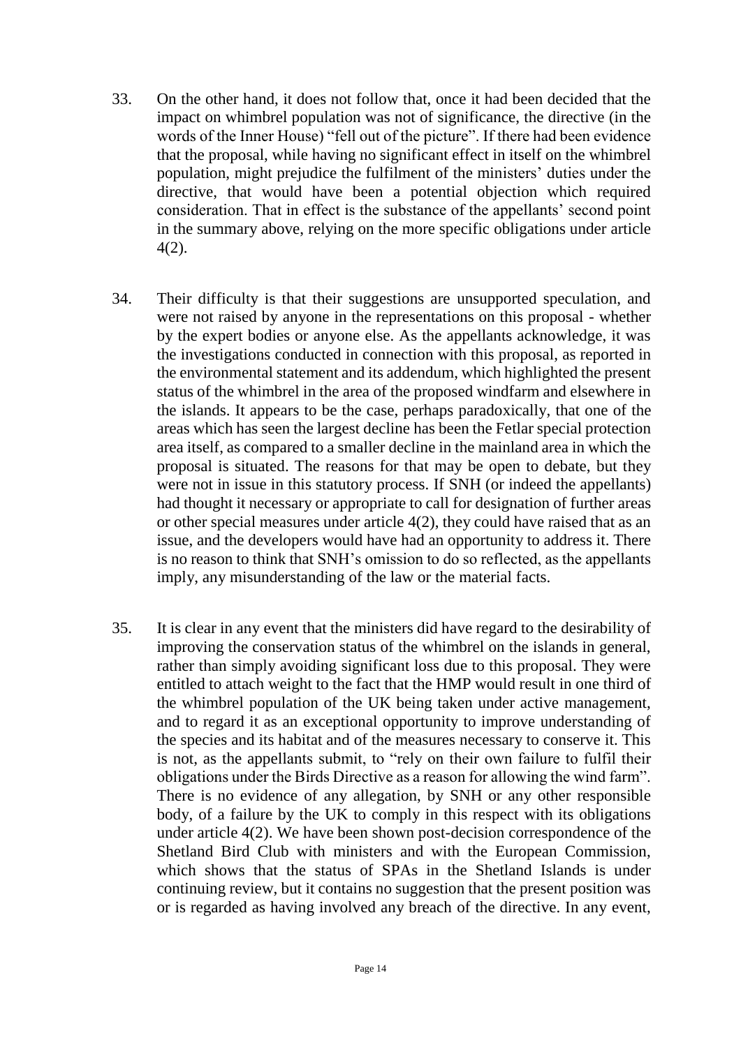33. On the other hand, it does not follow that, once it had been decided that the impact on whimbrel population was not of significance, the directive (in the words of the Inner House) "fell out of the picture". If there had been evidence that the proposal, while having no significant effect in itself on the whimbrel population, might prejudice the fulfilment of the ministers' duties under the directive, that would have been a potential objection which required consideration. That in effect is the substance of the appellants' second point in the summary above, relying on the more specific obligations under article 4(2).

34. Their difficulty is that their suggestions are unsupported speculation, and were not raised by anyone in the representations on this proposal - whether by the expert bodies or anyone else. As the appellants acknowledge, it was the investigations conducted in connection with this proposal, as reported in the environmental statement and its addendum, which highlighted the present status of the whimbrel in the area of the proposed windfarm and elsewhere in the islands. It appears to be the case, perhaps paradoxically, that one of the areas which has seen the largest decline has been the Fetlar special protection area itself, as compared to a smaller decline in the mainland area in which the proposal is situated. The reasons for that may be open to debate, but they were not in issue in this statutory process. If SNH (or indeed the appellants) had thought it necessary or appropriate to call for designation of further areas or other special measures under article 4(2), they could have raised that as an issue, and the developers would have had an opportunity to address it. There is no reason to think that SNH's omission to do so reflected, as the appellants imply, any misunderstanding of the law or the material facts.

35. It is clear in any event that the ministers did have regard to the desirability of improving the conservation status of the whimbrel on the islands in general, rather than simply avoiding significant loss due to this proposal. They were entitled to attach weight to the fact that the HMP would result in one third of the whimbrel population of the UK being taken under active management, and to regard it as an exceptional opportunity to improve understanding of the species and its habitat and of the measures necessary to conserve it. This is not, as the appellants submit, to "rely on their own failure to fulfil their obligations under the Birds Directive as a reason for allowing the wind farm". There is no evidence of any allegation, by SNH or any other responsible body, of a failure by the UK to comply in this respect with its obligations under article 4(2). We have been shown post-decision correspondence of the Shetland Bird Club with ministers and with the European Commission, which shows that the status of SPAs in the Shetland Islands is under continuing review, but it contains no suggestion that the present position was or is regarded as having involved any breach of the directive. In any event,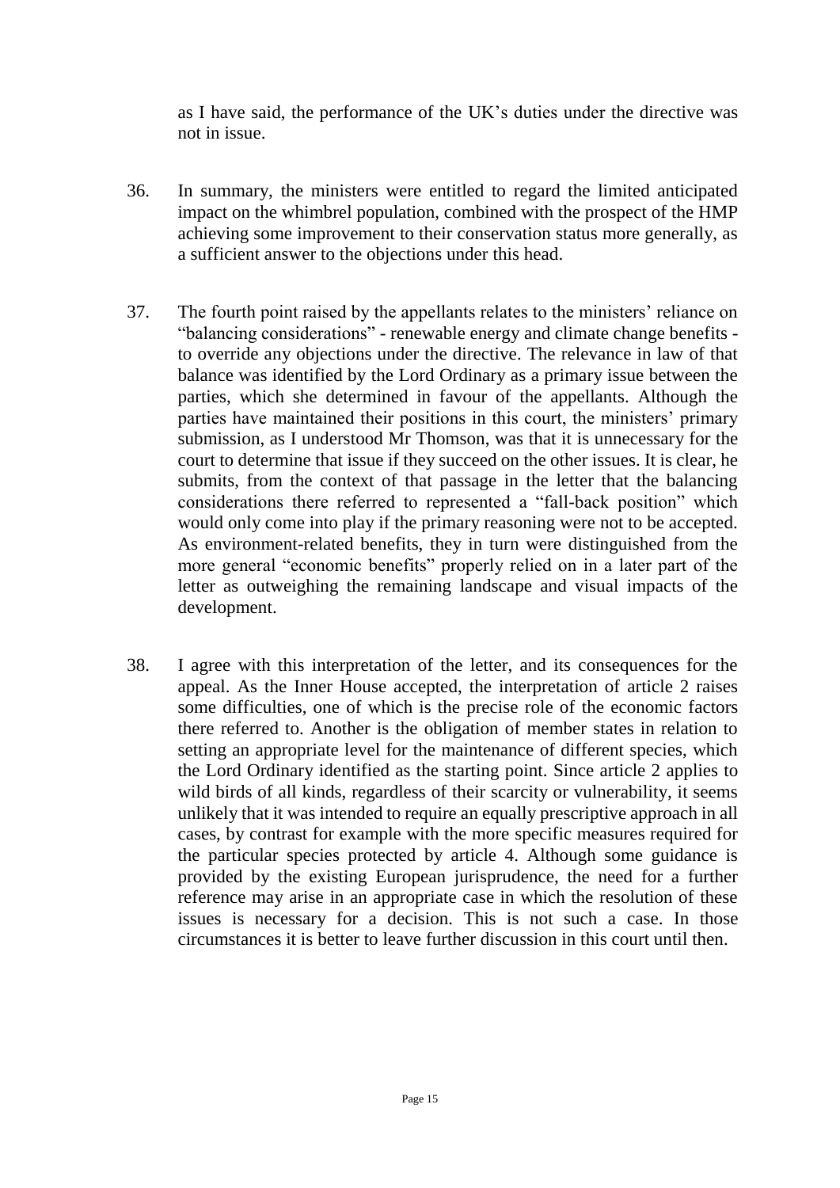as I have said, the performance of the UK's duties under the directive was not in issue.

36. In summary, the ministers were entitled to regard the limited anticipated impact on the whimbrel population, combined with the prospect of the HMP achieving some improvement to their conservation status more generally, as a sufficient answer to the objections under this head.

37. The fourth point raised by the appellants relates to the ministers' reliance on "balancing considerations" - renewable energy and climate change benefits - to override any objections under the directive. The relevance in law of that balance was identified by the Lord Ordinary as a primary issue between the parties, which she determined in favour of the appellants. Although the parties have maintained their positions in this court, the ministers' primary submission, as I understood Mr Thomson, was that it is unnecessary for the court to determine that issue if they succeed on the other issues. It is clear, he submits, from the context of that passage in the letter that the balancing considerations there referred to represented a "fall-back position" which would only come into play if the primary reasoning were not to be accepted. As environment-related benefits, they in turn were distinguished from the more general "economic benefits" properly relied on in a later part of the letter as outweighing the remaining landscape and visual impacts of the development.

38. I agree with this interpretation of the letter, and its consequences for the appeal. As the Inner House accepted, the interpretation of article 2 raises some difficulties, one of which is the precise role of the economic factors there referred to. Another is the obligation of member states in relation to setting an appropriate level for the maintenance of different species, which the Lord Ordinary identified as the starting point. Since article 2 applies to wild birds of all kinds, regardless of their scarcity or vulnerability, it seems unlikely that it was intended to require an equally prescriptive approach in all cases, by contrast for example with the more specific measures required for the particular species protected by article 4. Although some guidance is provided by the existing European jurisprudence, the need for a further reference may arise in an appropriate case in which the resolution of these issues is necessary for a decision. This is not such a case. In those circumstances it is better to leave further discussion in this court until then.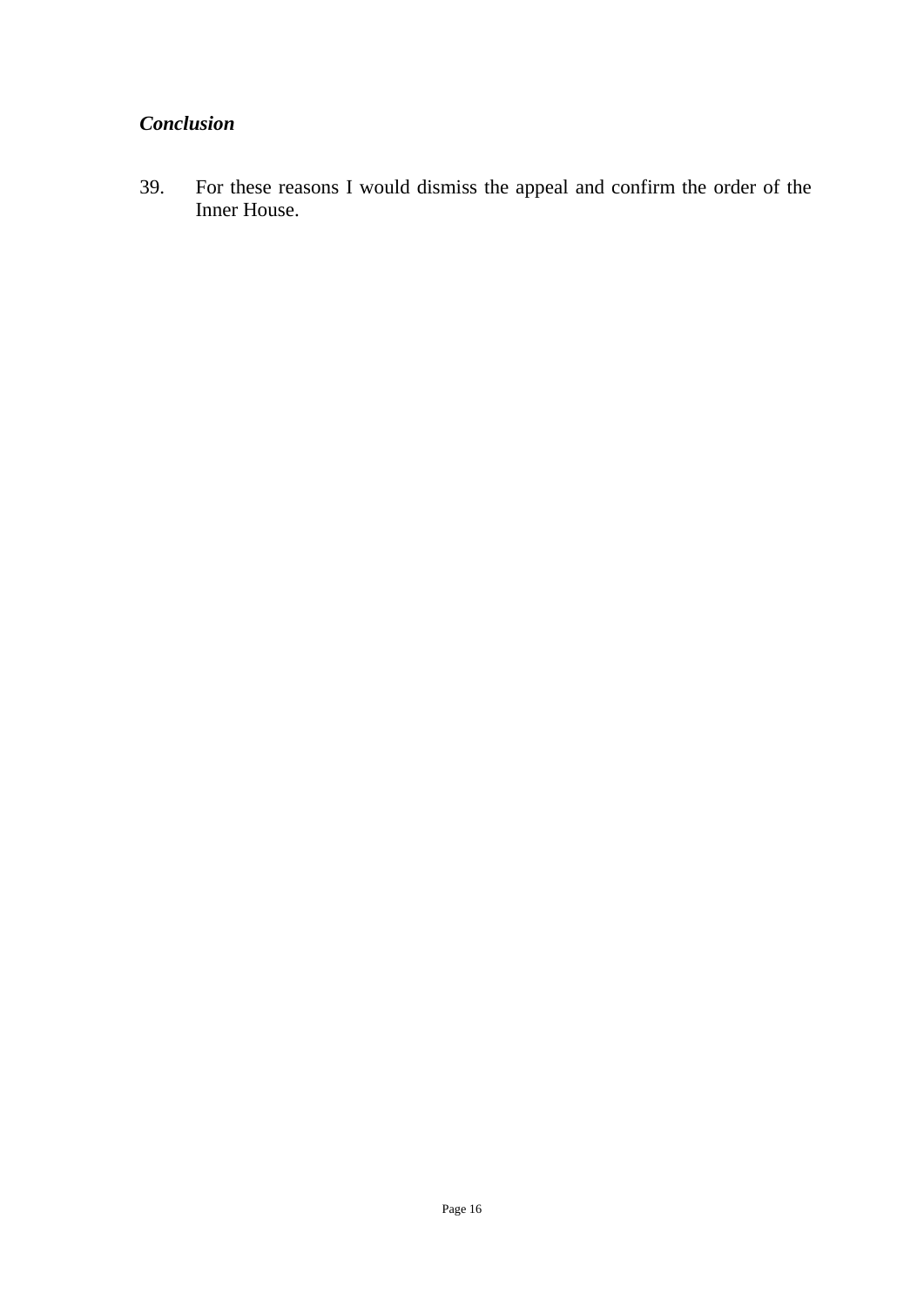### *Conclusion*

39. For these reasons I would dismiss the appeal and confirm the order of the Inner House.